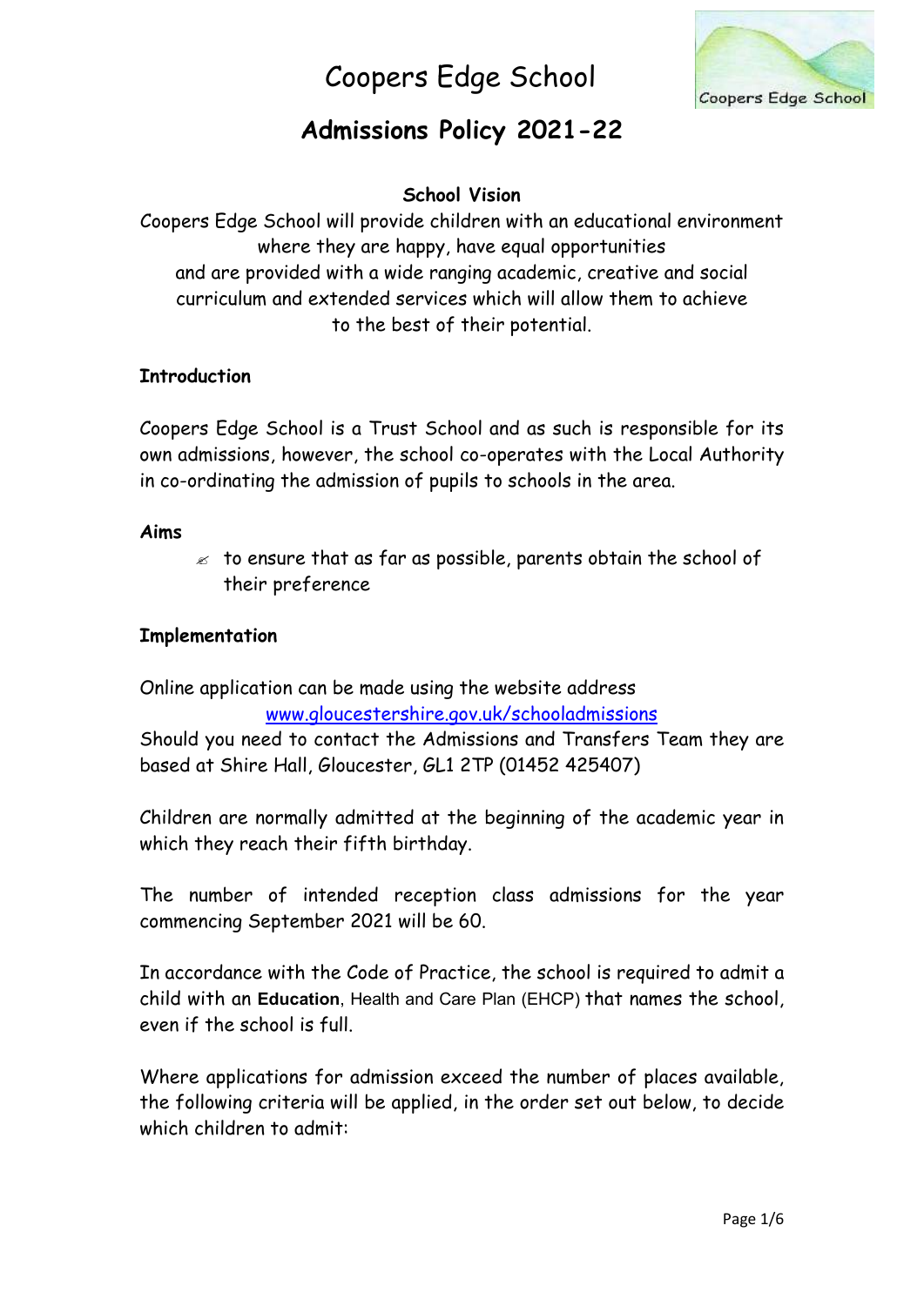# Coopers Edge School

## Admissions Policy 2021-22

**School Vision**

Coopers Edge School will provide children with an educational environment where they are happy, have equal opportunities and are provided with a wide ranging academic, creative and social curriculum and extended services which will allow them to achieve to the best of their potential.

**Introduction**

Coopers Edge School is a Trust School and as such is responsible for its own admissions, however, the school co-operates with the Local Authority in co-ordinating the admission of pupils to schools in the area.

**Aims**

- to ensure that as far as possible, parents obtain the school of their preference

**Implementation**

Online application can be made using the website address www.gloucestershire.gov.uk/schooladmissions

Should you need to contact the Admissions and Transfers Team they are based at Shire Hall, Gloucester, GL1 2TP (01452 425407)

Children are normally admitted at the beginning of the academic year in which they reach their fifth birthday.

The number of intended reception class admissions for the year commencing September 2021 will be 60.

In accordance with the Code of Practice, the school is required to admit a child with an **Education**, Health and Care Plan (EHCP) that names the school, even if the school is full.

Where applications for admission exceed the number of places available, the following criteria will be applied, in the order set out below, to decide which children to admit: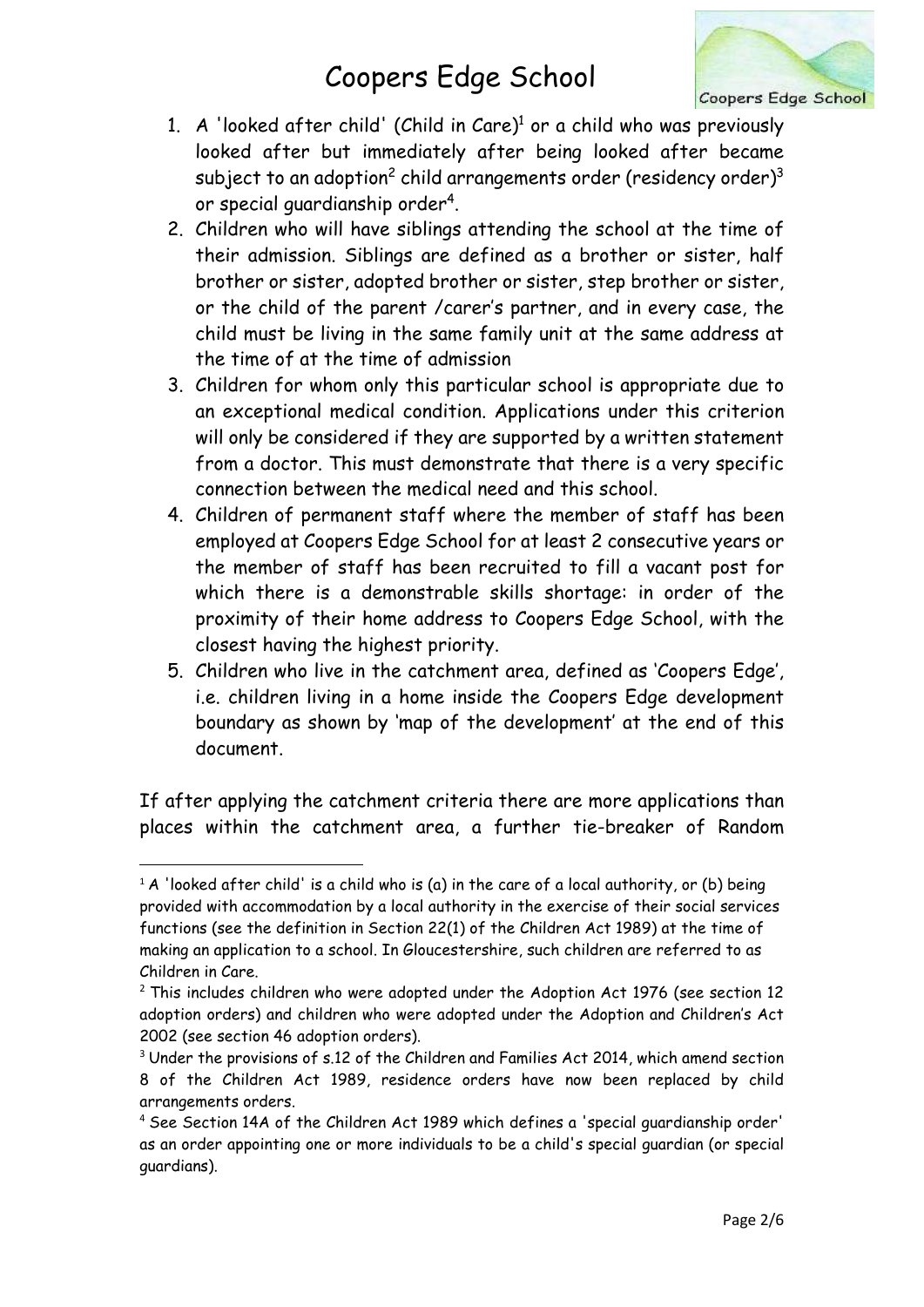1. A 'looked after child' (Child in Care)[1] or a child who was previously looked after but immediately after being looked after became subject to an adoption[2] child arrangements order (residency order)[3] or special guardianship order[4].
2. Children who will have siblings attending the school at the time of their admission. Siblings are defined as a brother or sister, half brother or sister, adopted brother or sister, step brother or sister, or the child of the parent /carer's partner, and in every case, the child must be living in the same family unit at the same address at the time of at the time of admission
3. Children for whom only this particular school is appropriate due to an exceptional medical condition. Applications under this criterion will only be considered if they are supported by a written statement from a doctor. This must demonstrate that there is a very specific connection between the medical need and this school.
4. Children of permanent staff where the member of staff has been employed at Coopers Edge School for at least 2 consecutive years or the member of staff has been recruited to fill a vacant post for which there is a demonstrable skills shortage: in order of the proximity of their home address to Coopers Edge School, with the closest having the highest priority.
5. Children who live in the catchment area, defined as 'Coopers Edge', i.e. children living in a home inside the Coopers Edge development boundary as shown by 'map of the development' at the end of this document.

If after applying the catchment criteria there are more applications than places within the catchment area, a further tie-breaker of Random

---

[1] A 'looked after child' is a child who is (a) in the care of a local authority, or (b) being provided with accommodation by a local authority in the exercise of their social services functions (see the definition in Section 22(1) of the Children Act 1989) at the time of making an application to a school. In Gloucestershire, such children are referred to as Children in Care.

[2] This includes children who were adopted under the Adoption Act 1976 (see section 12 adoption orders) and children who were adopted under the Adoption and Children's Act 2002 (see section 46 adoption orders).

[3] Under the provisions of s.12 of the Children and Families Act 2014, which amend section 8 of the Children Act 1989, residence orders have now been replaced by child arrangements orders.

[4] See Section 14A of the Children Act 1989 which defines a 'special guardianship order' as an order appointing one or more individuals to be a child's special guardian (or special guardians).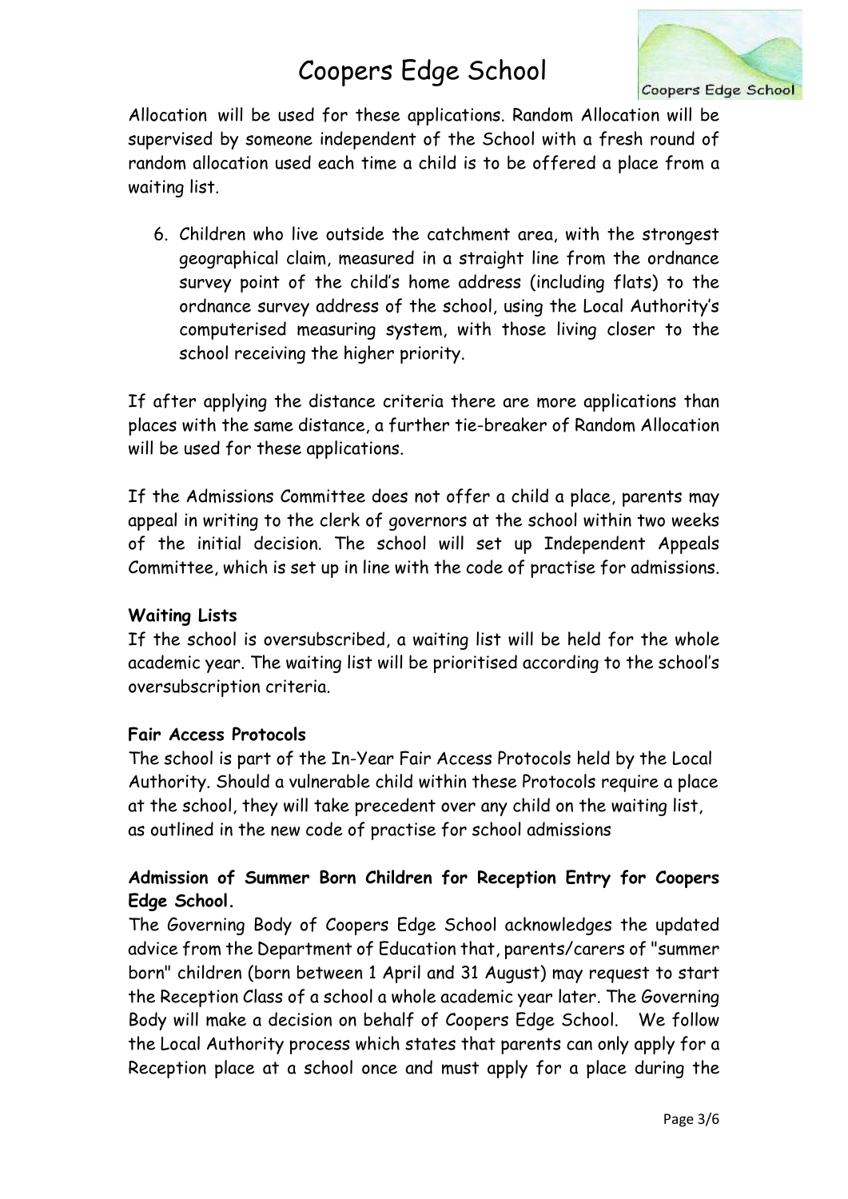Allocation will be used for these applications. Random Allocation will be supervised by someone independent of the School with a fresh round of random allocation used each time a child is to be offered a place from a waiting list.

6. Children who live outside the catchment area, with the strongest geographical claim, measured in a straight line from the ordnance survey point of the child's home address (including flats) to the ordnance survey address of the school, using the Local Authority's computerised measuring system, with those living closer to the school receiving the higher priority.

If after applying the distance criteria there are more applications than places with the same distance, a further tie-breaker of Random Allocation will be used for these applications.

If the Admissions Committee does not offer a child a place, parents may appeal in writing to the clerk of governors at the school within two weeks of the initial decision. The school will set up Independent Appeals Committee, which is set up in line with the code of practise for admissions.

**Waiting Lists**

If the school is oversubscribed, a waiting list will be held for the whole academic year. The waiting list will be prioritised according to the school's oversubscription criteria.

**Fair Access Protocols**

The school is part of the In-Year Fair Access Protocols held by the Local Authority. Should a vulnerable child within these Protocols require a place at the school, they will take precedent over any child on the waiting list, as outlined in the new code of practise for school admissions

**Admission of Summer Born Children for Reception Entry for Coopers Edge School.**

The Governing Body of Coopers Edge School acknowledges the updated advice from the Department of Education that, parents/carers of "summer born" children (born between 1 April and 31 August) may request to start the Reception Class of a school a whole academic year later. The Governing Body will make a decision on behalf of Coopers Edge School. We follow the Local Authority process which states that parents can only apply for a Reception place at a school once and must apply for a place during the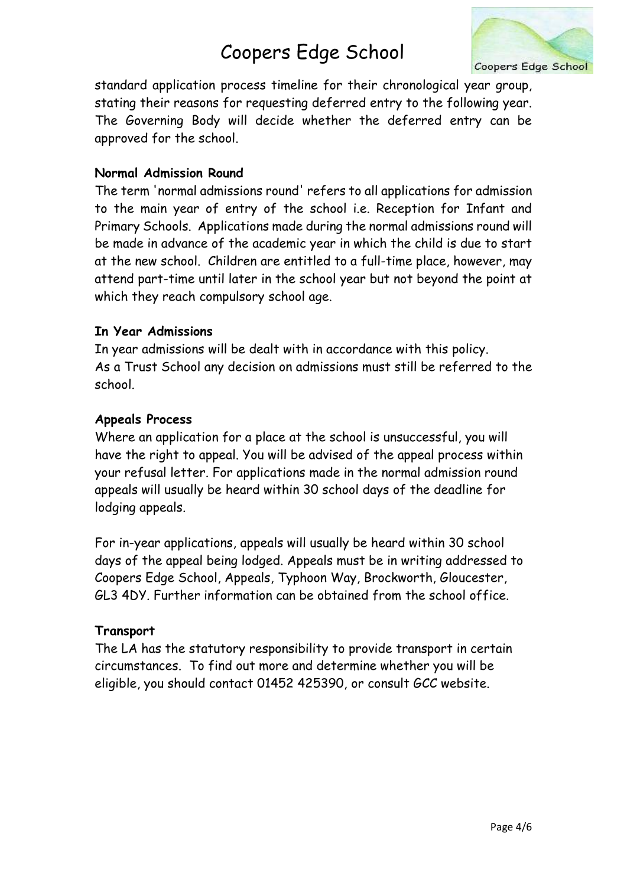standard application process timeline for their chronological year group, stating their reasons for requesting deferred entry to the following year. The Governing Body will decide whether the deferred entry can be approved for the school.

**Normal Admission Round**

The term 'normal admissions round' refers to all applications for admission to the main year of entry of the school i.e. Reception for Infant and Primary Schools. Applications made during the normal admissions round will be made in advance of the academic year in which the child is due to start at the new school. Children are entitled to a full-time place, however, may attend part-time until later in the school year but not beyond the point at which they reach compulsory school age.

**In Year Admissions**

In year admissions will be dealt with in accordance with this policy.
As a Trust School any decision on admissions must still be referred to the school.

**Appeals Process**

Where an application for a place at the school is unsuccessful, you will have the right to appeal. You will be advised of the appeal process within your refusal letter. For applications made in the normal admission round appeals will usually be heard within 30 school days of the deadline for lodging appeals.

For in-year applications, appeals will usually be heard within 30 school days of the appeal being lodged. Appeals must be in writing addressed to Coopers Edge School, Appeals, Typhoon Way, Brockworth, Gloucester, GL3 4DY. Further information can be obtained from the school office.

**Transport**

The LA has the statutory responsibility to provide transport in certain circumstances. To find out more and determine whether you will be eligible, you should contact 01452 425390, or consult GCC website.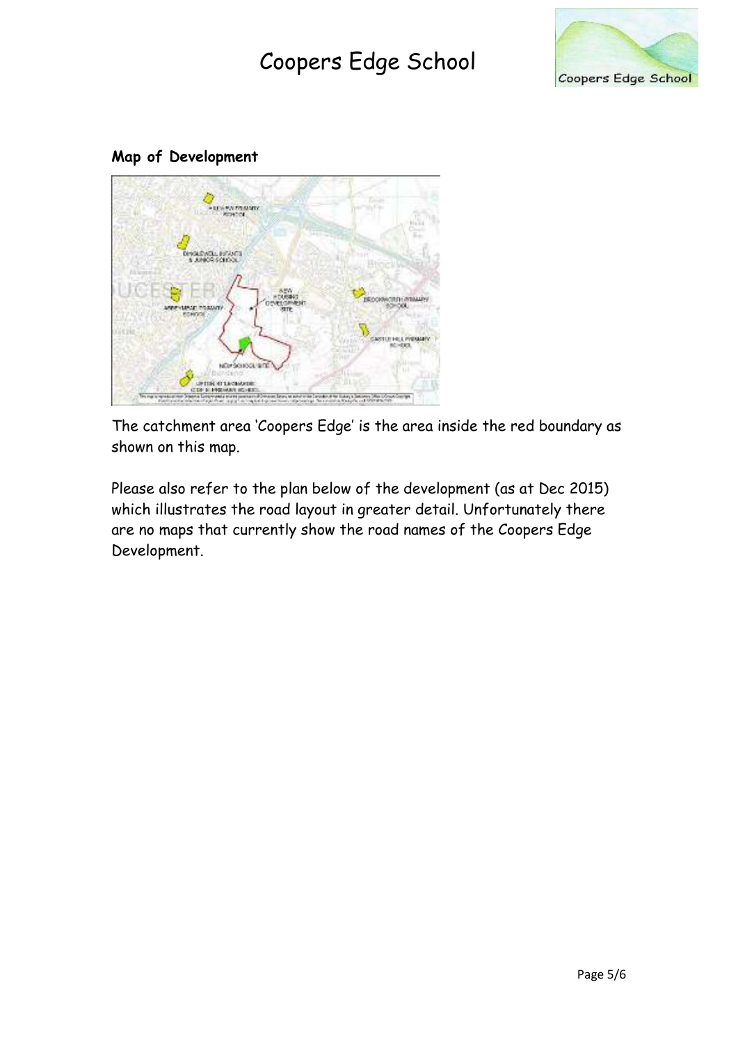**Map of Development**

The catchment area 'Coopers Edge' is the area inside the red boundary as shown on this map.

Please also refer to the plan below of the development (as at Dec 2015) which illustrates the road layout in greater detail. Unfortunately there are no maps that currently show the road names of the Coopers Edge Development.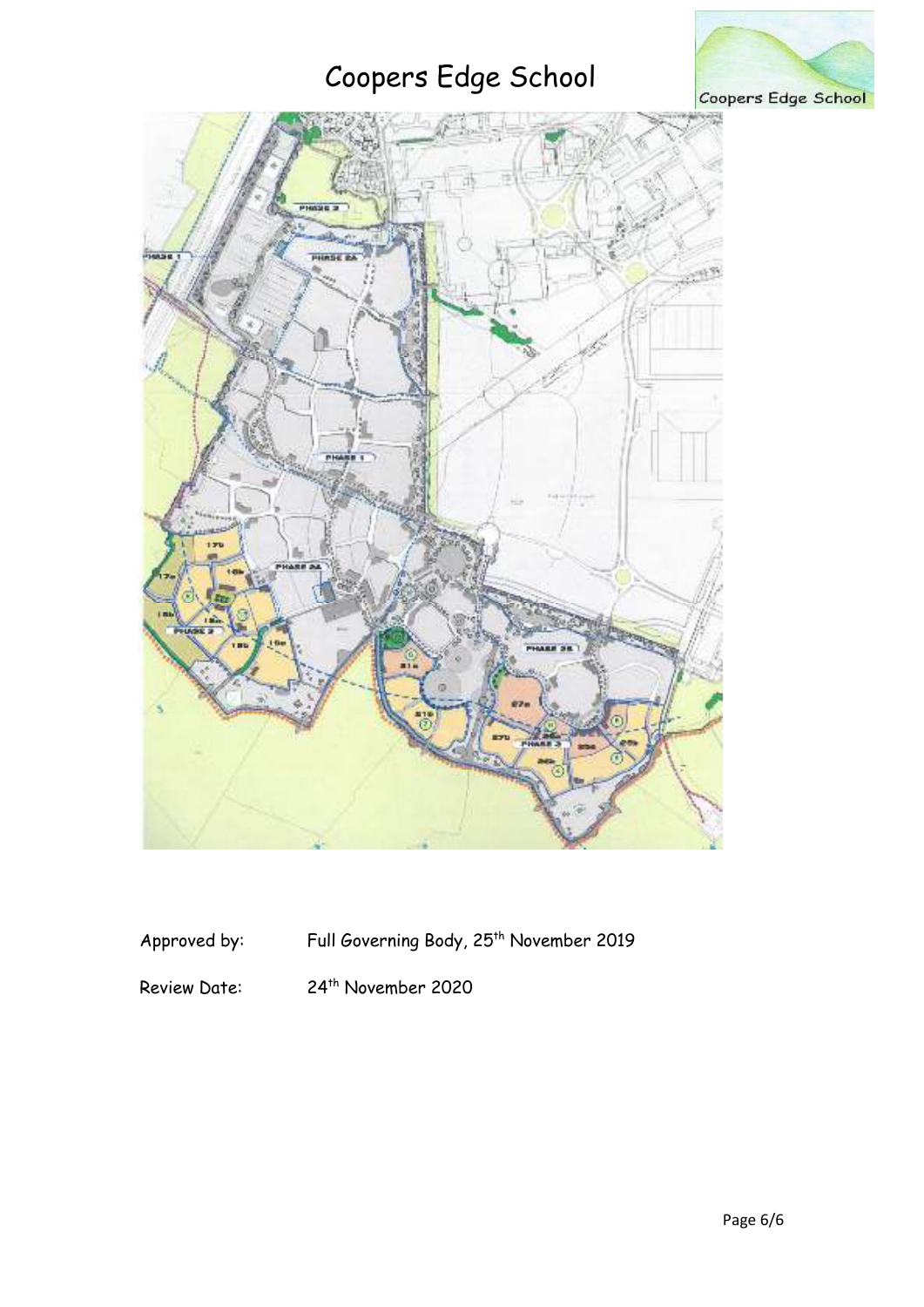# Coopers Edge School

Approved by: Full Governing Body, 25th November 2019

Review Date: 24th November 2020